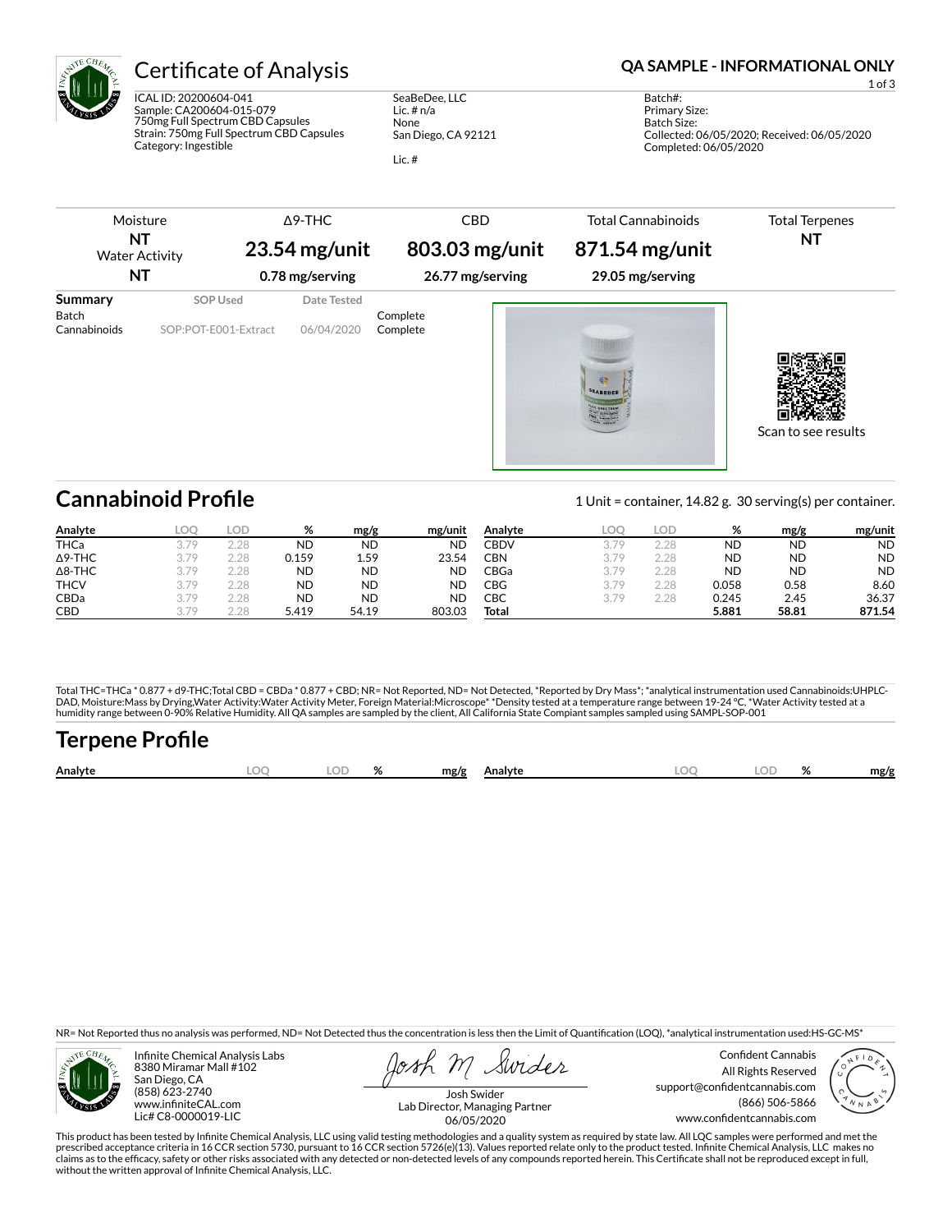# Certificate of Analysis

**QA SAMPLE - INFORMATIONAL ONLY**

ICAL ID: 20200604-041
Sample: CA200604-015-079
750mg Full Spectrum CBD Capsules
Strain: 750mg Full Spectrum CBD Capsules
Category: Ingestible

SeaBeDee, LLC
Lic. # n/a
None
San Diego, CA 92121

Lic. #

Batch#:
Primary Size:
Batch Size:
Collected: 06/05/2020; Received: 06/05/2020
Completed: 06/05/2020

| Moisture | Δ9-THC | CBD | Total Cannabinoids | Total Terpenes |
|---|---|---|---|---|
| **NT** | **23.54 mg/unit** | **803.03 mg/unit** | **871.54 mg/unit** | **NT** |
| Water Activity **NT** | **0.78 mg/serving** | **26.77 mg/serving** | **29.05 mg/serving** | |

| Summary | SOP Used | Date Tested | |
|---|---|---|---|
| Batch | | | Complete |
| Cannabinoids | SOP:POT-E001-Extract | 06/04/2020 | Complete |

Scan to see results

## Cannabinoid Profile

1 Unit = container, 14.82 g. 30 serving(s) per container.

| Analyte | LOQ | LOD | % | mg/g | mg/unit |
|---|---|---|---|---|---|
| THCa | 3.79 | 2.28 | ND | ND | ND |
| Δ9-THC | 3.79 | 2.28 | 0.159 | 1.59 | 23.54 |
| Δ8-THC | 3.79 | 2.28 | ND | ND | ND |
| THCV | 3.79 | 2.28 | ND | ND | ND |
| CBDa | 3.79 | 2.28 | ND | ND | ND |
| CBD | 3.79 | 2.28 | 5.419 | 54.19 | 803.03 |
| CBDV | 3.79 | 2.28 | ND | ND | ND |
| CBN | 3.79 | 2.28 | ND | ND | ND |
| CBGa | 3.79 | 2.28 | ND | ND | ND |
| CBG | 3.79 | 2.28 | 0.058 | 0.58 | 8.60 |
| CBC | 3.79 | 2.28 | 0.245 | 2.45 | 36.37 |
| **Total** | | | **5.881** | **58.81** | **871.54** |

Total THC=THCa * 0.877 + d9-THC;Total CBD = CBDa * 0.877 + CBD; NR= Not Reported, ND= Not Detected, *Reported by Dry Mass*; *analytical instrumentation used Cannabinoids:UHPLC-DAD, Moisture:Mass by Drying,Water Activity:Water Activity Meter, Foreign Material:Microscope* *Density tested at a temperature range between 19-24 °C, *Water Activity tested at a humidity range between 0-90% Relative Humidity. All QA samples are sampled by the client, All California State Compiant samples sampled using SAMPL-SOP-001

## Terpene Profile

| Analyte | LOQ | LOD | % | mg/g | Analyte | LOQ | LOD | % | mg/g |
|---|---|---|---|---|---|---|---|---|---|

NR= Not Reported thus no analysis was performed, ND= Not Detected thus the concentration is less then the Limit of Quantification (LOQ), *analytical instrumentation used:HS-GC-MS*

Infinite Chemical Analysis Labs
8380 Miramar Mall #102
San Diego, CA
(858) 623-2740
www.infiniteCAL.com
Lic# C8-0000019-LIC

Josh Swider
Lab Director, Managing Partner
06/05/2020

Confident Cannabis
All Rights Reserved
support@confidentcannabis.com
(866) 506-5866
www.confidentcannabis.com

This product has been tested by Infinite Chemical Analysis, LLC using valid testing methodologies and a quality system as required by state law. All LQC samples were performed and met the prescribed acceptance criteria in 16 CCR section 5730, pursuant to 16 CCR section 5726(e)(13). Values reported relate only to the product tested. Infinite Chemical Analysis, LLC makes no claims as to the efficacy, safety or other risks associated with any detected or non-detected levels of any compounds reported herein. This Certificate shall not be reproduced except in full, without the written approval of Infinite Chemical Analysis, LLC.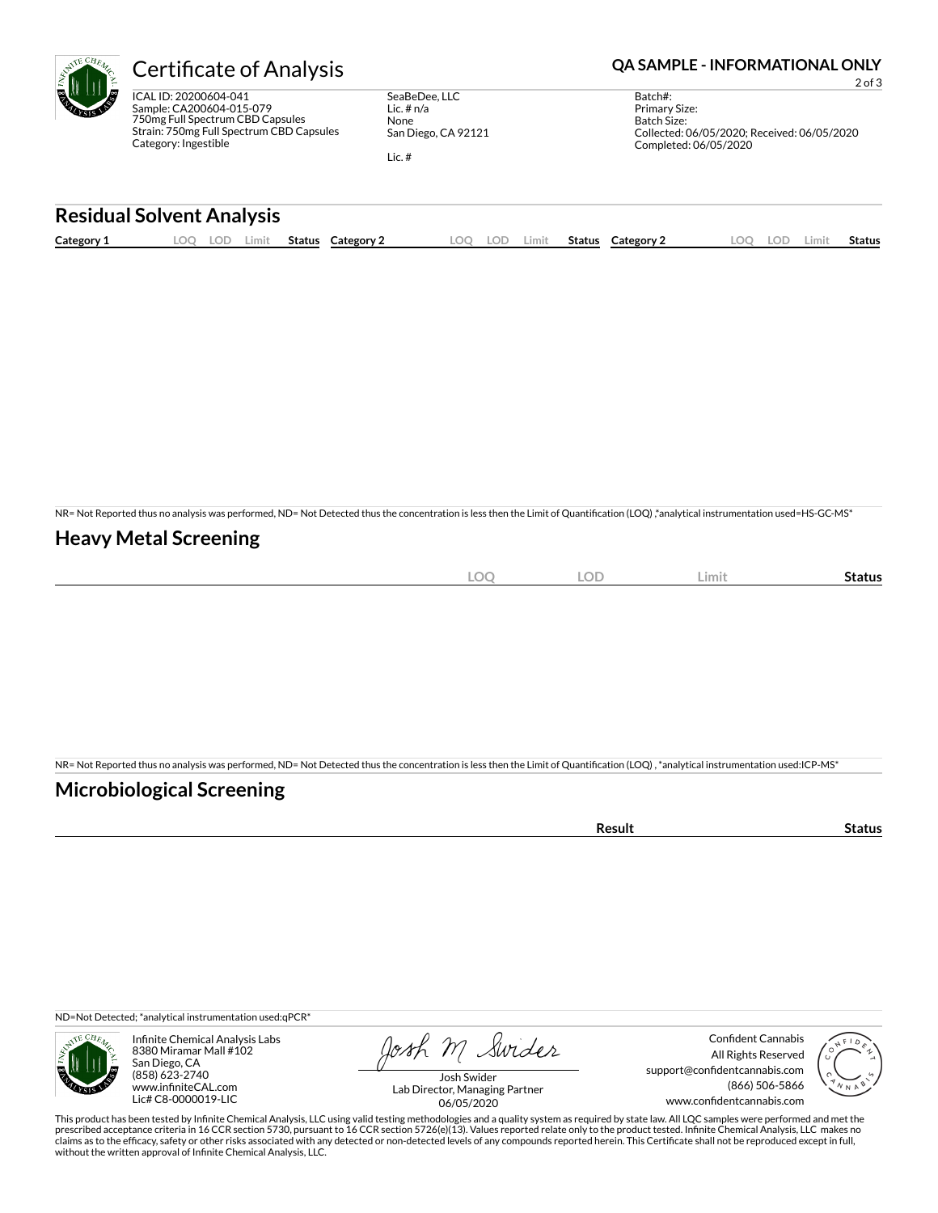# Certificate of Analysis

**QA SAMPLE - INFORMATIONAL ONLY**

ICAL ID: 20200604-041
Sample: CA200604-015-079
750mg Full Spectrum CBD Capsules
Strain: 750mg Full Spectrum CBD Capsules
Category: Ingestible

SeaBeDee, LLC
Lic. # n/a
None
San Diego, CA 92121

Lic. #

Batch#:
Primary Size:
Batch Size:
Collected: 06/05/2020; Received: 06/05/2020
Completed: 06/05/2020

## Residual Solvent Analysis

| Category 1 | LOQ | LOD | Limit | Status | Category 2 | LOQ | LOD | Limit | Status | Category 2 | LOQ | LOD | Limit | Status |
|---|---|---|---|---|---|---|---|---|---|---|---|---|---|---|

NR= Not Reported thus no analysis was performed, ND= Not Detected thus the concentration is less then the Limit of Quantification (LOQ) ,*analytical instrumentation used=HS-GC-MS*

## Heavy Metal Screening

| | LOQ | LOD | Limit | Status |
|---|---|---|---|---|

NR= Not Reported thus no analysis was performed, ND= Not Detected thus the concentration is less then the Limit of Quantification (LOQ) , *analytical instrumentation used:ICP-MS*

## Microbiological Screening

| | Result | Status |
|---|---|---|

ND=Not Detected; *analytical instrumentation used:qPCR*

Infinite Chemical Analysis Labs
8380 Miramar Mall #102
San Diego, CA
(858) 623-2740
www.infiniteCAL.com
Lic# C8-0000019-LIC

Josh M Swider
Josh Swider
Lab Director, Managing Partner
06/05/2020

Confident Cannabis
All Rights Reserved
support@confidentcannabis.com
(866) 506-5866
www.confidentcannabis.com

This product has been tested by Infinite Chemical Analysis, LLC using valid testing methodologies and a quality system as required by state law. All LQC samples were performed and met the prescribed acceptance criteria in 16 CCR section 5730, pursuant to 16 CCR section 5726(e)(13). Values reported relate only to the product tested. Infinite Chemical Analysis, LLC makes no claims as to the efficacy, safety or other risks associated with any detected or non-detected levels of any compounds reported herein. This Certificate shall not be reproduced except in full, without the written approval of Infinite Chemical Analysis, LLC.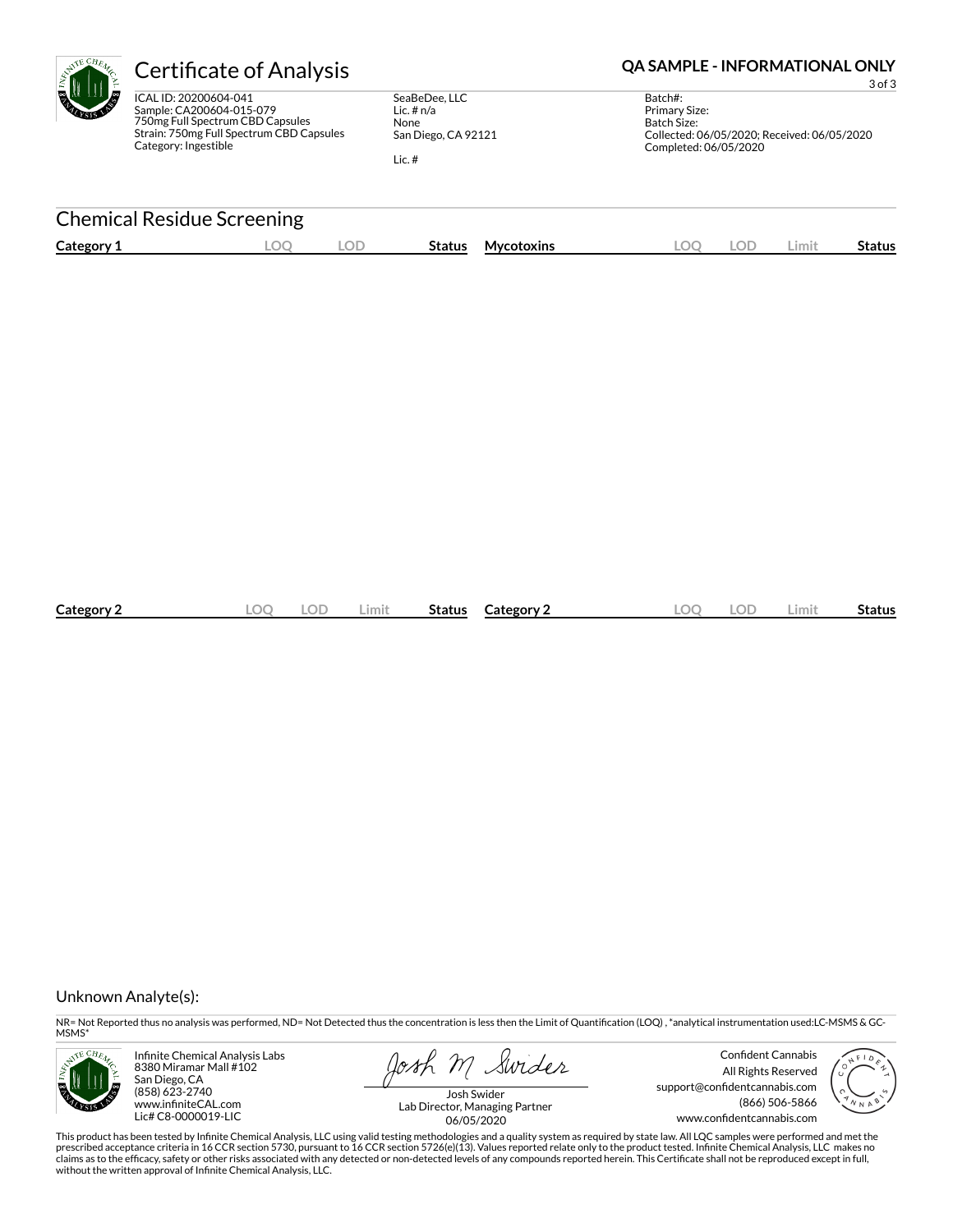# Certificate of Analysis

**QA SAMPLE - INFORMATIONAL ONLY**

ICAL ID: 20200604-041
Sample: CA200604-015-079
750mg Full Spectrum CBD Capsules
Strain: 750mg Full Spectrum CBD Capsules
Category: Ingestible

SeaBeDee, LLC
Lic. # n/a
None
San Diego, CA 92121

Lic. #

Batch#:
Primary Size:
Batch Size:
Collected: 06/05/2020; Received: 06/05/2020
Completed: 06/05/2020

## Chemical Residue Screening

| Category 1 | LOQ | LOD | Status |
|---|---|---|---|

| Mycotoxins | LOQ | LOD | Limit | Status |
|---|---|---|---|---|

| Category 2 | LOQ | LOD | Limit | Status |
|---|---|---|---|---|

| Category 2 | LOQ | LOD | Limit | Status |
|---|---|---|---|---|

Unknown Analyte(s):

NR= Not Reported thus no analysis was performed, ND= Not Detected thus the concentration is less then the Limit of Quantification (LOQ) , *analytical instrumentation used:LC-MSMS & GC-MSMS*

Infinite Chemical Analysis Labs
8380 Miramar Mall #102
San Diego, CA
(858) 623-2740
www.infiniteCAL.com
Lic# C8-0000019-LIC

Josh Swider
Lab Director, Managing Partner
06/05/2020

Confident Cannabis
All Rights Reserved
support@confidentcannabis.com
(866) 506-5866
www.confidentcannabis.com

This product has been tested by Infinite Chemical Analysis, LLC using valid testing methodologies and a quality system as required by state law. All LQC samples were performed and met the prescribed acceptance criteria in 16 CCR section 5730, pursuant to 16 CCR section 5726(e)(13). Values reported relate only to the product tested. Infinite Chemical Analysis, LLC makes no claims as to the efficacy, safety or other risks associated with any detected or non-detected levels of any compounds reported herein. This Certificate shall not be reproduced except in full, without the written approval of Infinite Chemical Analysis, LLC.